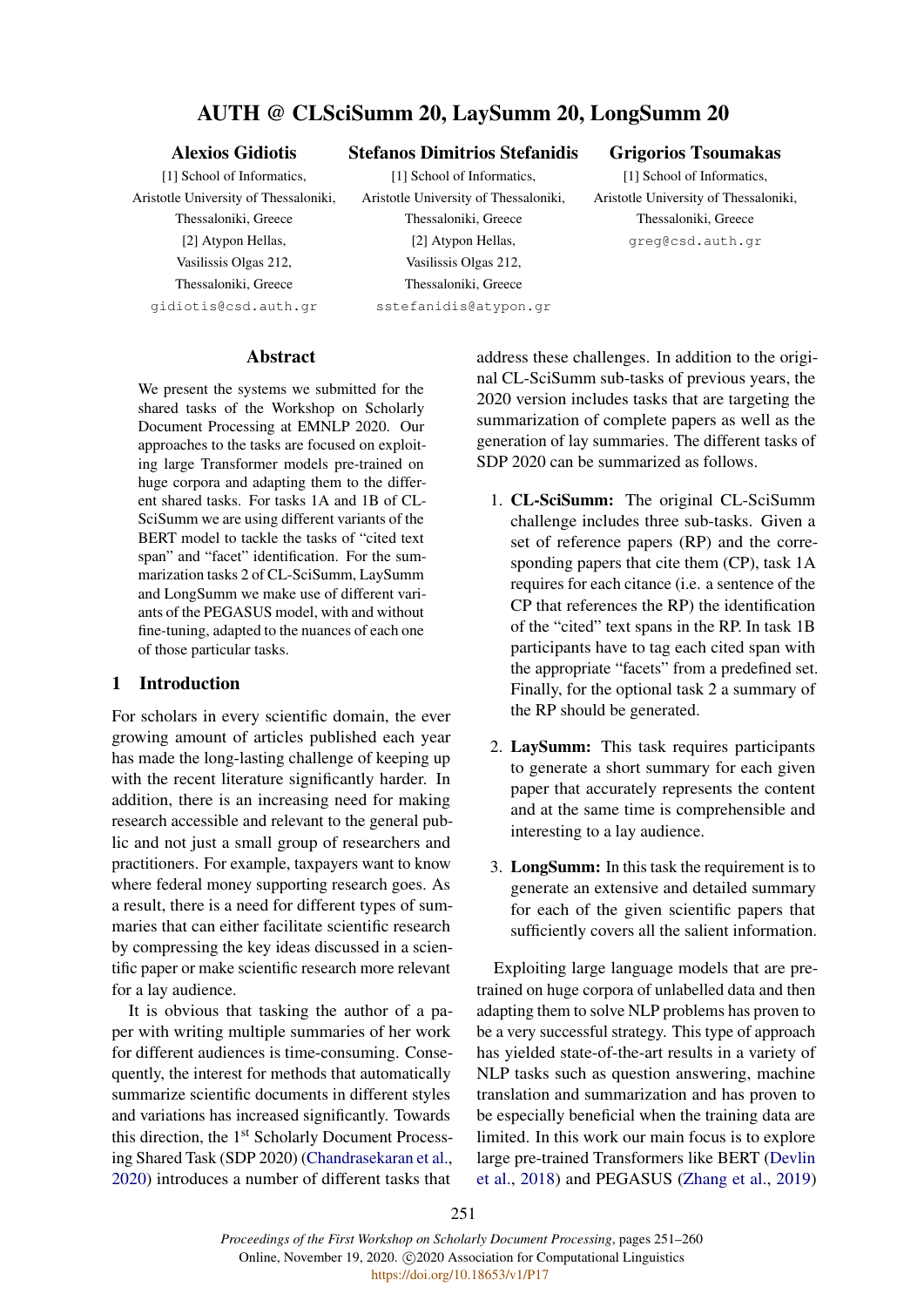# AUTH @ CLSciSumm 20, LaySumm 20, LongSumm 20

**Alexios Gidiotis**
[1] School of Informatics,
Aristotle University of Thessaloniki,
Thessaloniki, Greece
[2] Atypon Hellas,
Vasilissis Olgas 212,
Thessaloniki, Greece
gidiotis@csd.auth.gr

**Stefanos Dimitrios Stefanidis**
[1] School of Informatics,
Aristotle University of Thessaloniki,
Thessaloniki, Greece
[2] Atypon Hellas,
Vasilissis Olgas 212,
Thessaloniki, Greece
sstefanidis@atypon.gr

**Grigorios Tsoumakas**
[1] School of Informatics,
Aristotle University of Thessaloniki,
Thessaloniki, Greece
greg@csd.auth.gr

## Abstract

We present the systems we submitted for the shared tasks of the Workshop on Scholarly Document Processing at EMNLP 2020. Our approaches to the tasks are focused on exploiting large Transformer models pre-trained on huge corpora and adapting them to the different shared tasks. For tasks 1A and 1B of CL-SciSumm we are using different variants of the BERT model to tackle the tasks of "cited text span" and "facet" identification. For the summarization tasks 2 of CL-SciSumm, LaySumm and LongSumm we make use of different variants of the PEGASUS model, with and without fine-tuning, adapted to the nuances of each one of those particular tasks.

## 1 Introduction

For scholars in every scientific domain, the ever growing amount of articles published each year has made the long-lasting challenge of keeping up with the recent literature significantly harder. In addition, there is an increasing need for making research accessible and relevant to the general public and not just a small group of researchers and practitioners. For example, taxpayers want to know where federal money supporting research goes. As a result, there is a need for different types of summaries that can either facilitate scientific research by compressing the key ideas discussed in a scientific paper or make scientific research more relevant for a lay audience.

It is obvious that tasking the author of a paper with writing multiple summaries of her work for different audiences is time-consuming. Consequently, the interest for methods that automatically summarize scientific documents in different styles and variations has increased significantly. Towards this direction, the 1st Scholarly Document Processing Shared Task (SDP 2020) (Chandrasekaran et al., 2020) introduces a number of different tasks that address these challenges. In addition to the original CL-SciSumm sub-tasks of previous years, the 2020 version includes tasks that are targeting the summarization of complete papers as well as the generation of lay summaries. The different tasks of SDP 2020 can be summarized as follows.

1. **CL-SciSumm:** The original CL-SciSumm challenge includes three sub-tasks. Given a set of reference papers (RP) and the corresponding papers that cite them (CP), task 1A requires for each citance (i.e. a sentence of the CP that references the RP) the identification of the "cited" text spans in the RP. In task 1B participants have to tag each cited span with the appropriate "facets" from a predefined set. Finally, for the optional task 2 a summary of the RP should be generated.

2. **LaySumm:** This task requires participants to generate a short summary for each given paper that accurately represents the content and at the same time is comprehensible and interesting to a lay audience.

3. **LongSumm:** In this task the requirement is to generate an extensive and detailed summary for each of the given scientific papers that sufficiently covers all the salient information.

Exploiting large language models that are pre-trained on huge corpora of unlabelled data and then adapting them to solve NLP problems has proven to be a very successful strategy. This type of approach has yielded state-of-the-art results in a variety of NLP tasks such as question answering, machine translation and summarization and has proven to be especially beneficial when the training data are limited. In this work our main focus is to explore large pre-trained Transformers like BERT (Devlin et al., 2018) and PEGASUS (Zhang et al., 2019)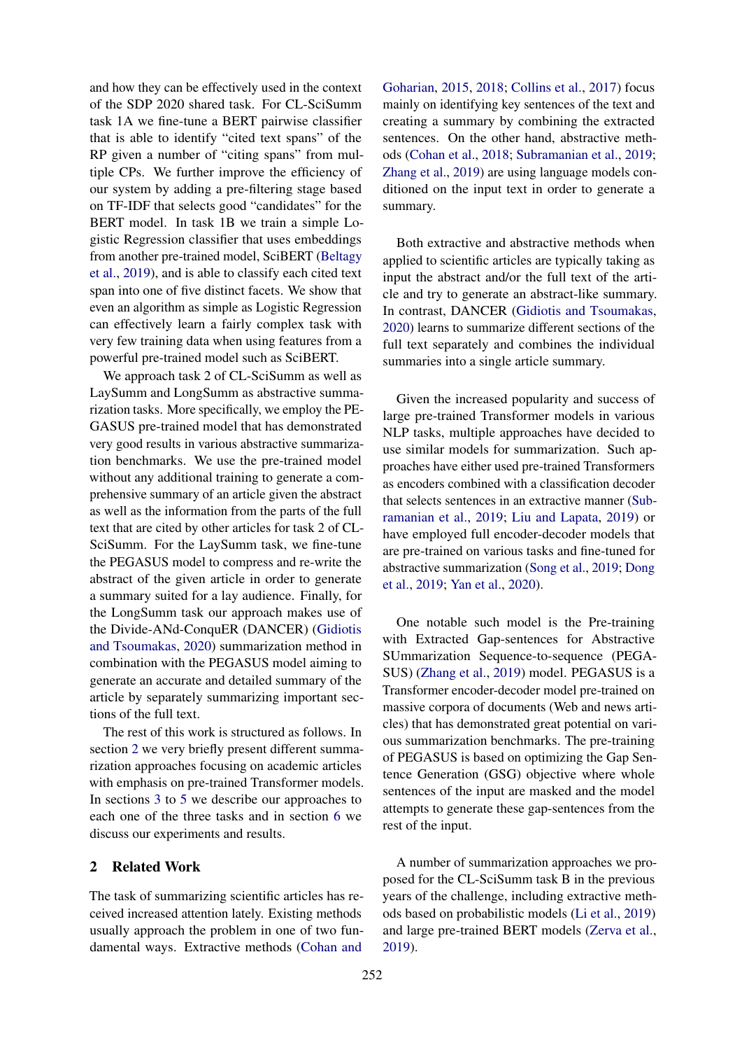and how they can be effectively used in the context of the SDP 2020 shared task. For CL-SciSumm task 1A we fine-tune a BERT pairwise classifier that is able to identify "cited text spans" of the RP given a number of "citing spans" from multiple CPs. We further improve the efficiency of our system by adding a pre-filtering stage based on TF-IDF that selects good "candidates" for the BERT model. In task 1B we train a simple Logistic Regression classifier that uses embeddings from another pre-trained model, SciBERT (Beltagy et al., 2019), and is able to classify each cited text span into one of five distinct facets. We show that even an algorithm as simple as Logistic Regression can effectively learn a fairly complex task with very few training data when using features from a powerful pre-trained model such as SciBERT.

We approach task 2 of CL-SciSumm as well as LaySumm and LongSumm as abstractive summarization tasks. More specifically, we employ the PEGASUS pre-trained model that has demonstrated very good results in various abstractive summarization benchmarks. We use the pre-trained model without any additional training to generate a comprehensive summary of an article given the abstract as well as the information from the parts of the full text that are cited by other articles for task 2 of CL-SciSumm. For the LaySumm task, we fine-tune the PEGASUS model to compress and re-write the abstract of the given article in order to generate a summary suited for a lay audience. Finally, for the LongSumm task our approach makes use of the Divide-ANd-ConquER (DANCER) (Gidiotis and Tsoumakas, 2020) summarization method in combination with the PEGASUS model aiming to generate an accurate and detailed summary of the article by separately summarizing important sections of the full text.

The rest of this work is structured as follows. In section 2 we very briefly present different summarization approaches focusing on academic articles with emphasis on pre-trained Transformer models. In sections 3 to 5 we describe our approaches to each one of the three tasks and in section 6 we discuss our experiments and results.

## 2 Related Work

The task of summarizing scientific articles has received increased attention lately. Existing methods usually approach the problem in one of two fundamental ways. Extractive methods (Cohan and Goharian, 2015, 2018; Collins et al., 2017) focus mainly on identifying key sentences of the text and creating a summary by combining the extracted sentences. On the other hand, abstractive methods (Cohan et al., 2018; Subramanian et al., 2019; Zhang et al., 2019) are using language models conditioned on the input text in order to generate a summary.

Both extractive and abstractive methods when applied to scientific articles are typically taking as input the abstract and/or the full text of the article and try to generate an abstract-like summary. In contrast, DANCER (Gidiotis and Tsoumakas, 2020) learns to summarize different sections of the full text separately and combines the individual summaries into a single article summary.

Given the increased popularity and success of large pre-trained Transformer models in various NLP tasks, multiple approaches have decided to use similar models for summarization. Such approaches have either used pre-trained Transformers as encoders combined with a classification decoder that selects sentences in an extractive manner (Subramanian et al., 2019; Liu and Lapata, 2019) or have employed full encoder-decoder models that are pre-trained on various tasks and fine-tuned for abstractive summarization (Song et al., 2019; Dong et al., 2019; Yan et al., 2020).

One notable such model is the Pre-training with Extracted Gap-sentences for Abstractive SUmmarization Sequence-to-sequence (PEGASUS) (Zhang et al., 2019) model. PEGASUS is a Transformer encoder-decoder model pre-trained on massive corpora of documents (Web and news articles) that has demonstrated great potential on various summarization benchmarks. The pre-training of PEGASUS is based on optimizing the Gap Sentence Generation (GSG) objective where whole sentences of the input are masked and the model attempts to generate these gap-sentences from the rest of the input.

A number of summarization approaches we proposed for the CL-SciSumm task B in the previous years of the challenge, including extractive methods based on probabilistic models (Li et al., 2019) and large pre-trained BERT models (Zerva et al., 2019).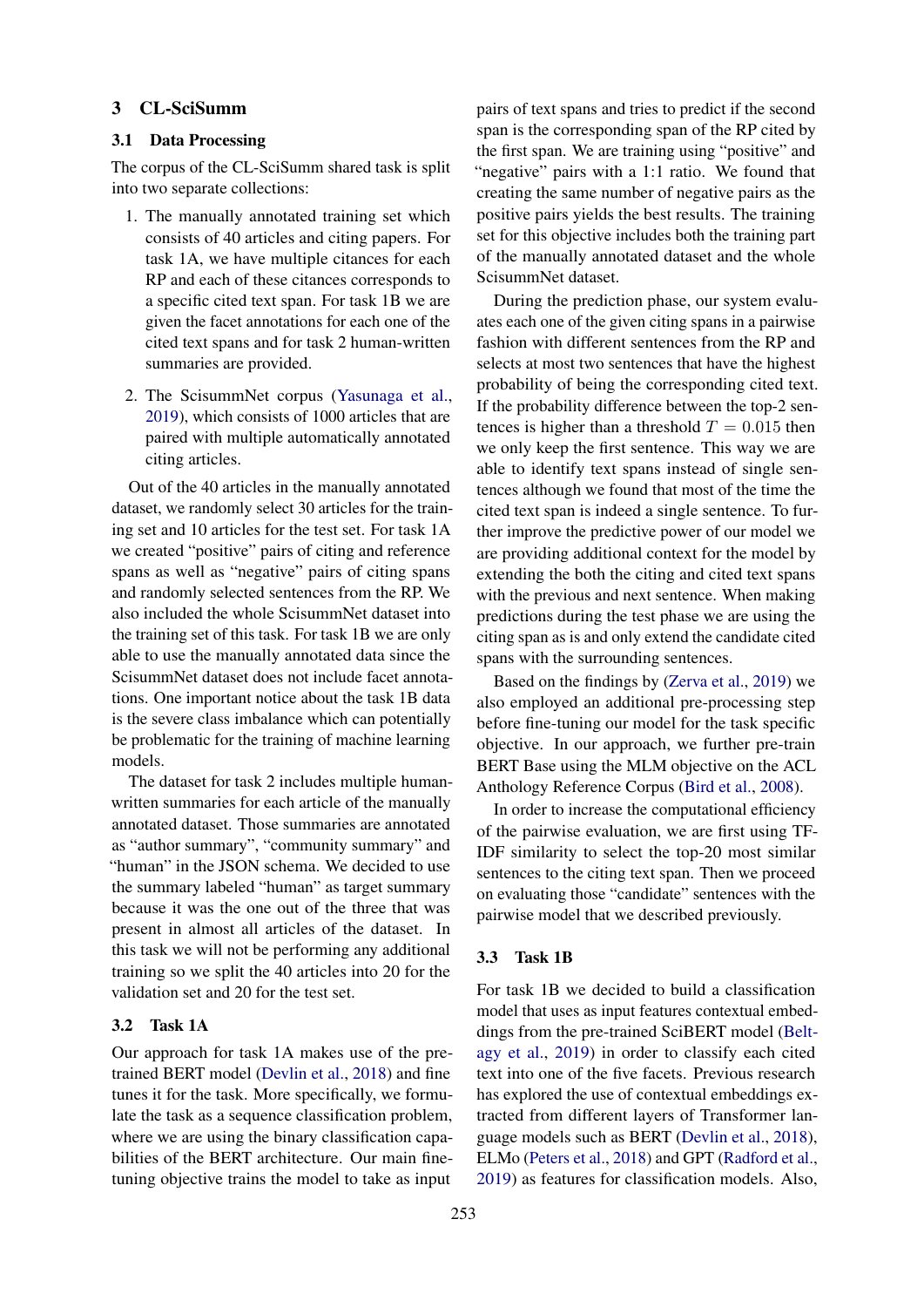## 3 CL-SciSumm

### 3.1 Data Processing

The corpus of the CL-SciSumm shared task is split into two separate collections:

1. The manually annotated training set which consists of 40 articles and citing papers. For task 1A, we have multiple citances for each RP and each of these citances corresponds to a specific cited text span. For task 1B we are given the facet annotations for each one of the cited text spans and for task 2 human-written summaries are provided.

2. The ScisummNet corpus (Yasunaga et al., 2019), which consists of 1000 articles that are paired with multiple automatically annotated citing articles.

Out of the 40 articles in the manually annotated dataset, we randomly select 30 articles for the training set and 10 articles for the test set. For task 1A we created "positive" pairs of citing and reference spans as well as "negative" pairs of citing spans and randomly selected sentences from the RP. We also included the whole ScisummNet dataset into the training set of this task. For task 1B we are only able to use the manually annotated data since the ScisummNet dataset does not include facet annotations. One important notice about the task 1B data is the severe class imbalance which can potentially be problematic for the training of machine learning models.

The dataset for task 2 includes multiple human-written summaries for each article of the manually annotated dataset. Those summaries are annotated as "author summary", "community summary" and "human" in the JSON schema. We decided to use the summary labeled "human" as target summary because it was the one out of the three that was present in almost all articles of the dataset. In this task we will not be performing any additional training so we split the 40 articles into 20 for the validation set and 20 for the test set.

### 3.2 Task 1A

Our approach for task 1A makes use of the pre-trained BERT model (Devlin et al., 2018) and fine tunes it for the task. More specifically, we formulate the task as a sequence classification problem, where we are using the binary classification capabilities of the BERT architecture. Our main fine-tuning objective trains the model to take as input pairs of text spans and tries to predict if the second span is the corresponding span of the RP cited by the first span. We are training using "positive" and "negative" pairs with a 1:1 ratio. We found that creating the same number of negative pairs as the positive pairs yields the best results. The training set for this objective includes both the training part of the manually annotated dataset and the whole ScisummNet dataset.

During the prediction phase, our system evaluates each one of the given citing spans in a pairwise fashion with different sentences from the RP and selects at most two sentences that have the highest probability of being the corresponding cited text. If the probability difference between the top-2 sentences is higher than a threshold $T = 0.015$ then we only keep the first sentence. This way we are able to identify text spans instead of single sentences although we found that most of the time the cited text span is indeed a single sentence. To further improve the predictive power of our model we are providing additional context for the model by extending the both the citing and cited text spans with the previous and next sentence. When making predictions during the test phase we are using the citing span as is and only extend the candidate cited spans with the surrounding sentences.

Based on the findings by (Zerva et al., 2019) we also employed an additional pre-processing step before fine-tuning our model for the task specific objective. In our approach, we further pre-train BERT Base using the MLM objective on the ACL Anthology Reference Corpus (Bird et al., 2008).

In order to increase the computational efficiency of the pairwise evaluation, we are first using TF-IDF similarity to select the top-20 most similar sentences to the citing text span. Then we proceed on evaluating those "candidate" sentences with the pairwise model that we described previously.

### 3.3 Task 1B

For task 1B we decided to build a classification model that uses as input features contextual embeddings from the pre-trained SciBERT model (Beltagy et al., 2019) in order to classify each cited text into one of the five facets. Previous research has explored the use of contextual embeddings extracted from different layers of Transformer language models such as BERT (Devlin et al., 2018), ELMo (Peters et al., 2018) and GPT (Radford et al., 2019) as features for classification models. Also,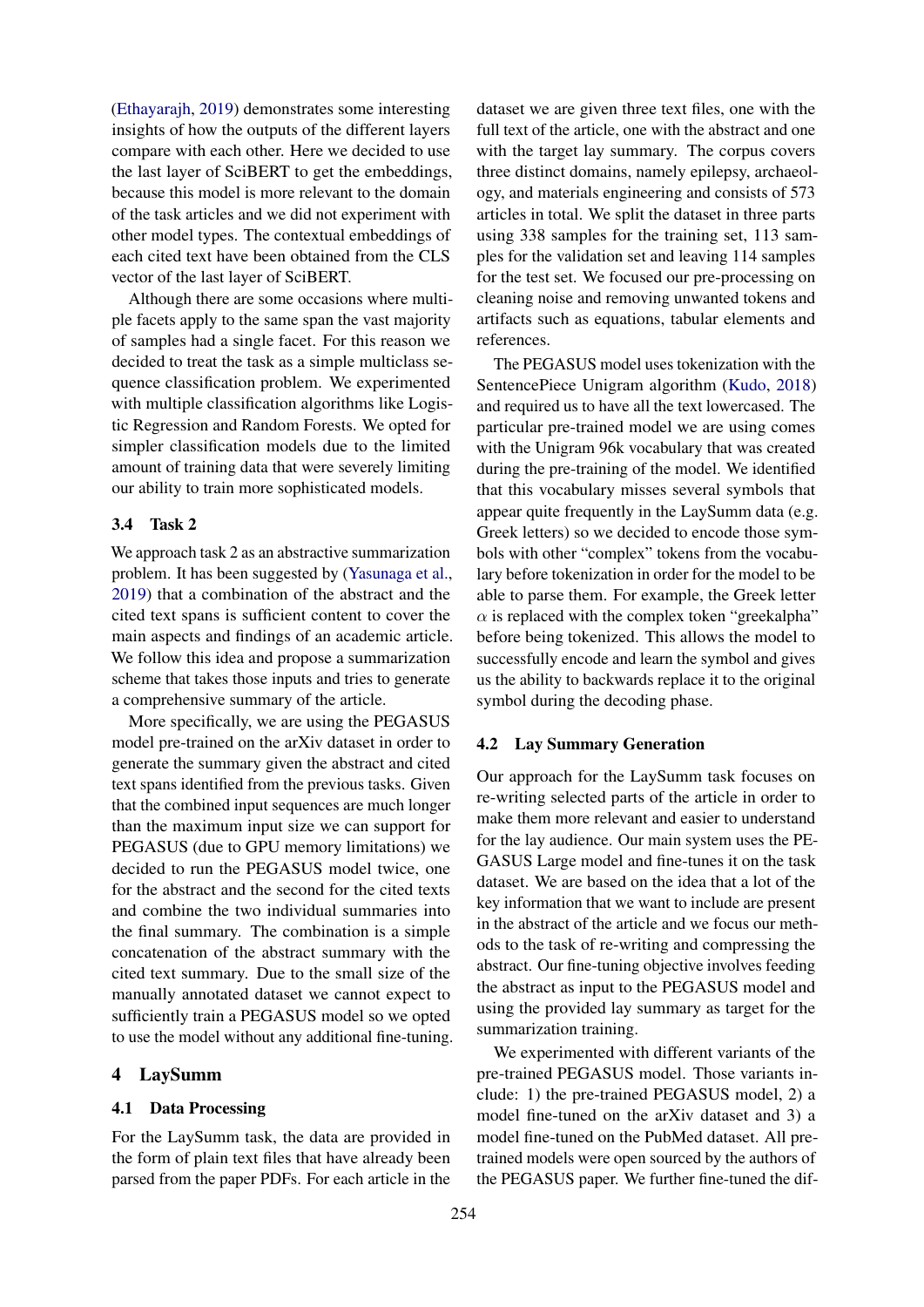(Ethayarajh, 2019) demonstrates some interesting insights of how the outputs of the different layers compare with each other. Here we decided to use the last layer of SciBERT to get the embeddings, because this model is more relevant to the domain of the task articles and we did not experiment with other model types. The contextual embeddings of each cited text have been obtained from the CLS vector of the last layer of SciBERT.

Although there are some occasions where multiple facets apply to the same span the vast majority of samples had a single facet. For this reason we decided to treat the task as a simple multiclass sequence classification problem. We experimented with multiple classification algorithms like Logistic Regression and Random Forests. We opted for simpler classification models due to the limited amount of training data that were severely limiting our ability to train more sophisticated models.

### 3.4 Task 2

We approach task 2 as an abstractive summarization problem. It has been suggested by (Yasunaga et al., 2019) that a combination of the abstract and the cited text spans is sufficient content to cover the main aspects and findings of an academic article. We follow this idea and propose a summarization scheme that takes those inputs and tries to generate a comprehensive summary of the article.

More specifically, we are using the PEGASUS model pre-trained on the arXiv dataset in order to generate the summary given the abstract and cited text spans identified from the previous tasks. Given that the combined input sequences are much longer than the maximum input size we can support for PEGASUS (due to GPU memory limitations) we decided to run the PEGASUS model twice, one for the abstract and the second for the cited texts and combine the two individual summaries into the final summary. The combination is a simple concatenation of the abstract summary with the cited text summary. Due to the small size of the manually annotated dataset we cannot expect to sufficiently train a PEGASUS model so we opted to use the model without any additional fine-tuning.

## 4 LaySumm

### 4.1 Data Processing

For the LaySumm task, the data are provided in the form of plain text files that have already been parsed from the paper PDFs. For each article in the dataset we are given three text files, one with the full text of the article, one with the abstract and one with the target lay summary. The corpus covers three distinct domains, namely epilepsy, archaeology, and materials engineering and consists of 573 articles in total. We split the dataset in three parts using 338 samples for the training set, 113 samples for the validation set and leaving 114 samples for the test set. We focused our pre-processing on cleaning noise and removing unwanted tokens and artifacts such as equations, tabular elements and references.

The PEGASUS model uses tokenization with the SentencePiece Unigram algorithm (Kudo, 2018) and required us to have all the text lowercased. The particular pre-trained model we are using comes with the Unigram 96k vocabulary that was created during the pre-training of the model. We identified that this vocabulary misses several symbols that appear quite frequently in the LaySumm data (e.g. Greek letters) so we decided to encode those symbols with other "complex" tokens from the vocabulary before tokenization in order for the model to be able to parse them. For example, the Greek letter $\alpha$ is replaced with the complex token "greekalpha" before being tokenized. This allows the model to successfully encode and learn the symbol and gives us the ability to backwards replace it to the original symbol during the decoding phase.

### 4.2 Lay Summary Generation

Our approach for the LaySumm task focuses on re-writing selected parts of the article in order to make them more relevant and easier to understand for the lay audience. Our main system uses the PEGASUS Large model and fine-tunes it on the task dataset. We are based on the idea that a lot of the key information that we want to include are present in the abstract of the article and we focus our methods to the task of re-writing and compressing the abstract. Our fine-tuning objective involves feeding the abstract as input to the PEGASUS model and using the provided lay summary as target for the summarization training.

We experimented with different variants of the pre-trained PEGASUS model. Those variants include: 1) the pre-trained PEGASUS model, 2) a model fine-tuned on the arXiv dataset and 3) a model fine-tuned on the PubMed dataset. All pre-trained models were open sourced by the authors of the PEGASUS paper. We further fine-tuned the dif-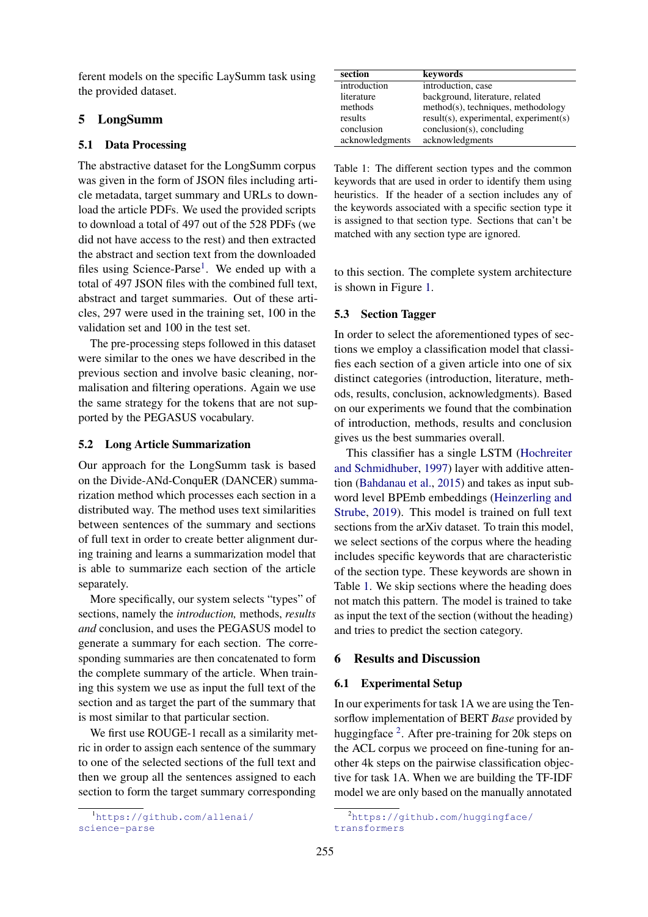ferent models on the specific LaySumm task using the provided dataset.

## 5 LongSumm

### 5.1 Data Processing

The abstractive dataset for the LongSumm corpus was given in the form of JSON files including article metadata, target summary and URLs to download the article PDFs. We used the provided scripts to download a total of 497 out of the 528 PDFs (we did not have access to the rest) and then extracted the abstract and section text from the downloaded files using Science-Parse[1]. We ended up with a total of 497 JSON files with the combined full text, abstract and target summaries. Out of these articles, 297 were used in the training set, 100 in the validation set and 100 in the test set.

The pre-processing steps followed in this dataset were similar to the ones we have described in the previous section and involve basic cleaning, normalisation and filtering operations. Again we use the same strategy for the tokens that are not supported by the PEGASUS vocabulary.

### 5.2 Long Article Summarization

Our approach for the LongSumm task is based on the Divide-ANd-ConquER (DANCER) summarization method which processes each section in a distributed way. The method uses text similarities between sentences of the summary and sections of full text in order to create better alignment during training and learns a summarization model that is able to summarize each section of the article separately.

More specifically, our system selects "types" of sections, namely the *introduction,* methods, *results and* conclusion, and uses the PEGASUS model to generate a summary for each section. The corresponding summaries are then concatenated to form the complete summary of the article. When training this system we use as input the full text of the section and as target the part of the summary that is most similar to that particular section.

We first use ROUGE-1 recall as a similarity metric in order to assign each sentence of the summary to one of the selected sections of the full text and then we group all the sentences assigned to each section to form the target summary corresponding to this section. The complete system architecture is shown in Figure 1.

| section | keywords |
|---|---|
| introduction | introduction, case |
| literature | background, literature, related |
| methods | method(s), techniques, methodology |
| results | result(s), experimental, experiment(s) |
| conclusion | conclusion(s), concluding |
| acknowledgments | acknowledgments |

Table 1: The different section types and the common keywords that are used in order to identify them using heuristics. If the header of a section includes any of the keywords associated with a specific section type it is assigned to that section type. Sections that can't be matched with any section type are ignored.

### 5.3 Section Tagger

In order to select the aforementioned types of sections we employ a classification model that classifies each section of a given article into one of six distinct categories (introduction, literature, methods, results, conclusion, acknowledgments). Based on our experiments we found that the combination of introduction, methods, results and conclusion gives us the best summaries overall.

This classifier has a single LSTM (Hochreiter and Schmidhuber, 1997) layer with additive attention (Bahdanau et al., 2015) and takes as input subword level BPEmb embeddings (Heinzerling and Strube, 2019). This model is trained on full text sections from the arXiv dataset. To train this model, we select sections of the corpus where the heading includes specific keywords that are characteristic of the section type. These keywords are shown in Table 1. We skip sections where the heading does not match this pattern. The model is trained to take as input the text of the section (without the heading) and tries to predict the section category.

## 6 Results and Discussion

### 6.1 Experimental Setup

In our experiments for task 1A we are using the Tensorflow implementation of BERT *Base* provided by huggingface [2]. After pre-training for 20k steps on the ACL corpus we proceed on fine-tuning for another 4k steps on the pairwise classification objective for task 1A. When we are building the TF-IDF model we are only based on the manually annotated

[1] https://github.com/allenai/science-parse

[2] https://github.com/huggingface/transformers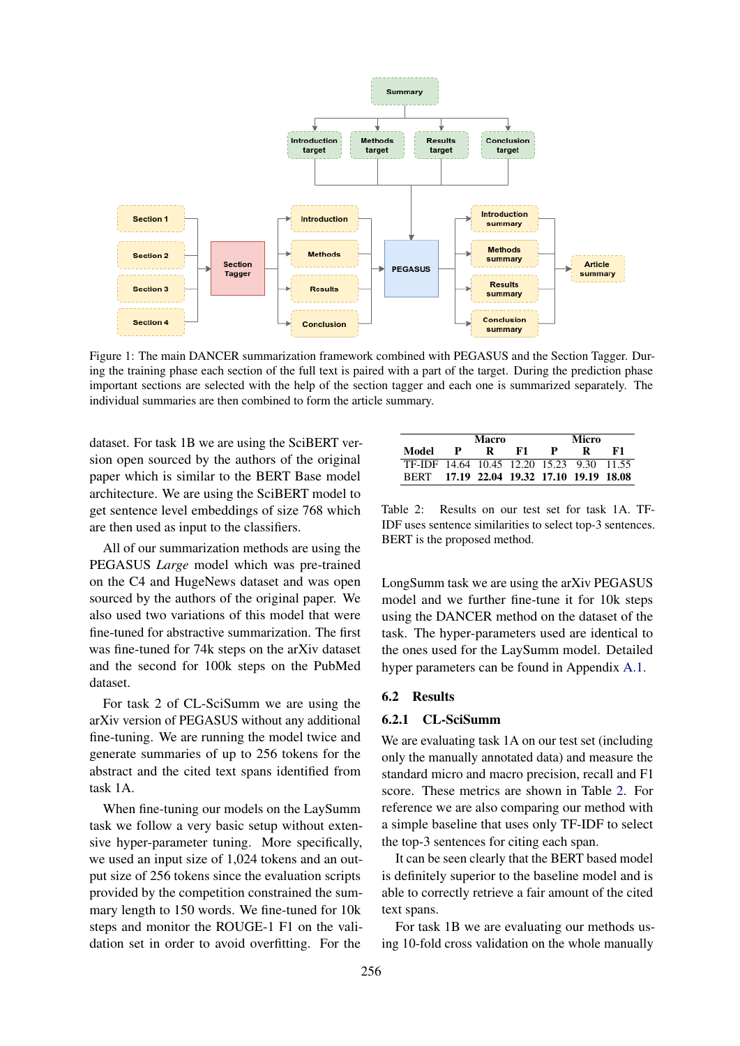Figure 1: The main DANCER summarization framework combined with PEGASUS and the Section Tagger. During the training phase each section of the full text is paired with a part of the target. During the prediction phase important sections are selected with the help of the section tagger and each one is summarized separately. The individual summaries are then combined to form the article summary.

dataset. For task 1B we are using the SciBERT version open sourced by the authors of the original paper which is similar to the BERT Base model architecture. We are using the SciBERT model to get sentence level embeddings of size 768 which are then used as input to the classifiers.

All of our summarization methods are using the PEGASUS *Large* model which was pre-trained on the C4 and HugeNews dataset and was open sourced by the authors of the original paper. We also used two variations of this model that were fine-tuned for abstractive summarization. The first was fine-tuned for 74k steps on the arXiv dataset and the second for 100k steps on the PubMed dataset.

For task 2 of CL-SciSumm we are using the arXiv version of PEGASUS without any additional fine-tuning. We are running the model twice and generate summaries of up to 256 tokens for the abstract and the cited text spans identified from task 1A.

When fine-tuning our models on the LaySumm task we follow a very basic setup without extensive hyper-parameter tuning. More specifically, we used an input size of 1,024 tokens and an output size of 256 tokens since the evaluation scripts provided by the competition constrained the summary length to 150 words. We fine-tuned for 10k steps and monitor the ROUGE-1 F1 on the validation set in order to avoid overfitting. For the LongSumm task we are using the arXiv PEGASUS model and we further fine-tune it for 10k steps using the DANCER method on the dataset of the task. The hyper-parameters used are identical to the ones used for the LaySumm model. Detailed hyper parameters can be found in Appendix A.1.

| | Macro | | | Micro | | |
|---|---|---|---|---|---|---|
| **Model** | **P** | **R** | **F1** | **P** | **R** | **F1** |
| TF-IDF | 14.64 | 10.45 | 12.20 | 15.23 | 9.30 | 11.55 |
| BERT | **17.19** | **22.04** | **19.32** | **17.10** | **19.19** | **18.08** |

Table 2: Results on our test set for task 1A. TF-IDF uses sentence similarities to select top-3 sentences. BERT is the proposed method.

## 6.2 Results

### 6.2.1 CL-SciSumm

We are evaluating task 1A on our test set (including only the manually annotated data) and measure the standard micro and macro precision, recall and F1 score. These metrics are shown in Table 2. For reference we are also comparing our method with a simple baseline that uses only TF-IDF to select the top-3 sentences for citing each span.

It can be seen clearly that the BERT based model is definitely superior to the baseline model and is able to correctly retrieve a fair amount of the cited text spans.

For task 1B we are evaluating our methods using 10-fold cross validation on the whole manually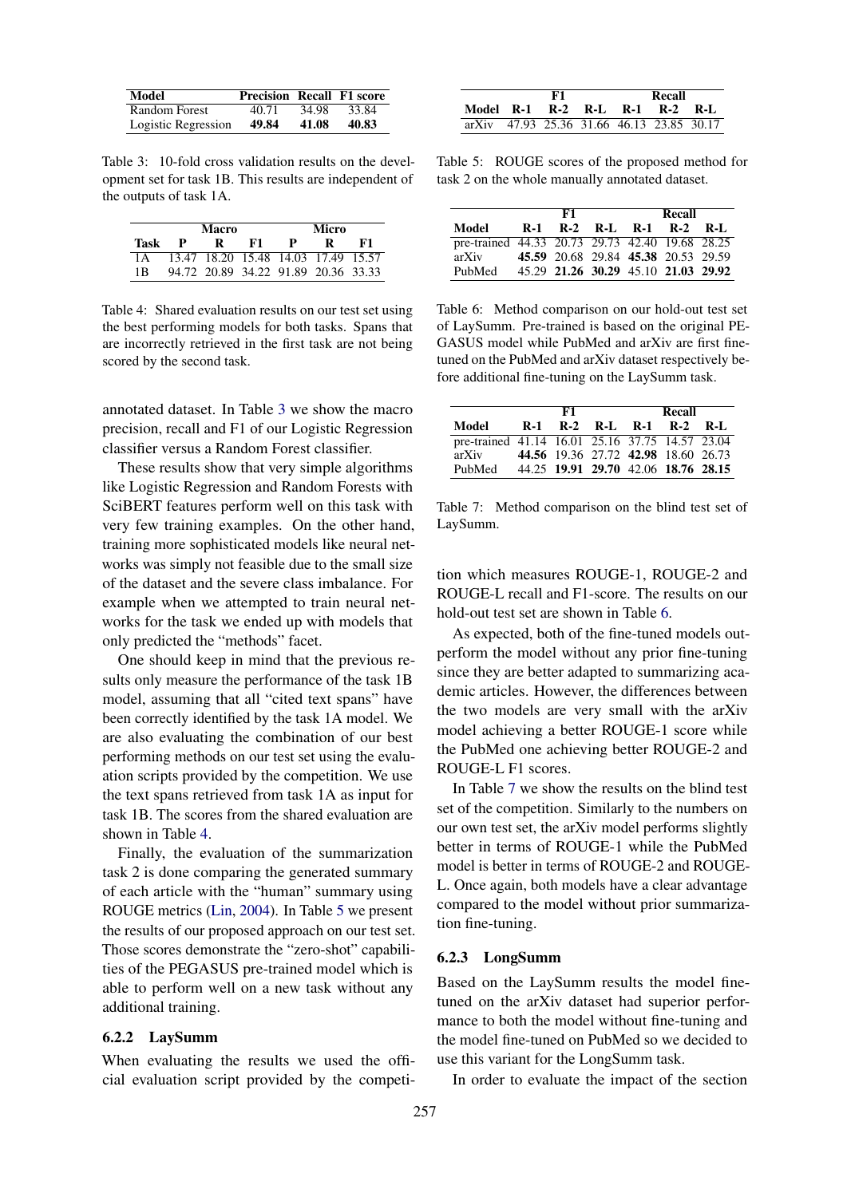| Model | Precision | Recall | F1 score |
|---|---|---|---|
| Random Forest | 40.71 | 34.98 | 33.84 |
| Logistic Regression | **49.84** | **41.08** | **40.83** |

Table 3: 10-fold cross validation results on the development set for task 1B. This results are independent of the outputs of task 1A.

| | Macro | | | Micro | | |
|---|---|---|---|---|---|---|
| Task | P | R | F1 | P | R | F1 |
| 1A | 13.47 | 18.20 | 15.48 | 14.03 | 17.49 | 15.57 |
| 1B | 94.72 | 20.89 | 34.22 | 91.89 | 20.36 | 33.33 |

Table 4: Shared evaluation results on our test set using the best performing models for both tasks. Spans that are incorrectly retrieved in the first task are not being scored by the second task.

annotated dataset. In Table 3 we show the macro precision, recall and F1 of our Logistic Regression classifier versus a Random Forest classifier.

These results show that very simple algorithms like Logistic Regression and Random Forests with SciBERT features perform well on this task with very few training examples. On the other hand, training more sophisticated models like neural networks was simply not feasible due to the small size of the dataset and the severe class imbalance. For example when we attempted to train neural networks for the task we ended up with models that only predicted the "methods" facet.

One should keep in mind that the previous results only measure the performance of the task 1B model, assuming that all "cited text spans" have been correctly identified by the task 1A model. We are also evaluating the combination of our best performing methods on our test set using the evaluation scripts provided by the competition. We use the text spans retrieved from task 1A as input for task 1B. The scores from the shared evaluation are shown in Table 4.

Finally, the evaluation of the summarization task 2 is done comparing the generated summary of each article with the "human" summary using ROUGE metrics (Lin, 2004). In Table 5 we present the results of our proposed approach on our test set. Those scores demonstrate the "zero-shot" capabilities of the PEGASUS pre-trained model which is able to perform well on a new task without any additional training.

### 6.2.2 LaySumm

When evaluating the results we used the official evaluation script provided by the competition which measures ROUGE-1, ROUGE-2 and ROUGE-L recall and F1-score. The results on our hold-out test set are shown in Table 6.

As expected, both of the fine-tuned models outperform the model without any prior fine-tuning since they are better adapted to summarizing academic articles. However, the differences between the two models are very small with the arXiv model achieving a better ROUGE-1 score while the PubMed one achieving better ROUGE-2 and ROUGE-L F1 scores.

In Table 7 we show the results on the blind test set of the competition. Similarly to the numbers on our own test set, the arXiv model performs slightly better in terms of ROUGE-1 while the PubMed model is better in terms of ROUGE-2 and ROUGE-L. Once again, both models have a clear advantage compared to the model without prior summarization fine-tuning.

### 6.2.3 LongSumm

Based on the LaySumm results the model fine-tuned on the arXiv dataset had superior performance to both the model without fine-tuning and the model fine-tuned on PubMed so we decided to use this variant for the LongSumm task.

In order to evaluate the impact of the section

| | F1 | | | Recall | | |
|---|---|---|---|---|---|---|
| Model | R-1 | R-2 | R-L | R-1 | R-2 | R-L |
| arXiv | 47.93 | 25.36 | 31.66 | 46.13 | 23.85 | 30.17 |

Table 5: ROUGE scores of the proposed method for task 2 on the whole manually annotated dataset.

| | F1 | | | Recall | | |
|---|---|---|---|---|---|---|
| Model | R-1 | R-2 | R-L | R-1 | R-2 | R-L |
| pre-trained | 44.33 | 20.73 | 29.73 | 42.40 | 19.68 | 28.25 |
| arXiv | **45.59** | 20.68 | 29.84 | **45.38** | 20.53 | 29.59 |
| PubMed | 45.29 | **21.26** | **30.29** | 45.10 | **21.03** | **29.92** |

Table 6: Method comparison on our hold-out test set of LaySumm. Pre-trained is based on the original PEGASUS model while PubMed and arXiv are first fine-tuned on the PubMed and arXiv dataset respectively before additional fine-tuning on the LaySumm task.

| | F1 | | | Recall | | |
|---|---|---|---|---|---|---|
| Model | R-1 | R-2 | R-L | R-1 | R-2 | R-L |
| pre-trained | 41.14 | 16.01 | 25.16 | 37.75 | 14.57 | 23.04 |
| arXiv | **44.56** | 19.36 | 27.72 | **42.98** | 18.60 | 26.73 |
| PubMed | 44.25 | **19.91** | **29.70** | 42.06 | **18.76** | **28.15** |

Table 7: Method comparison on the blind test set of LaySumm.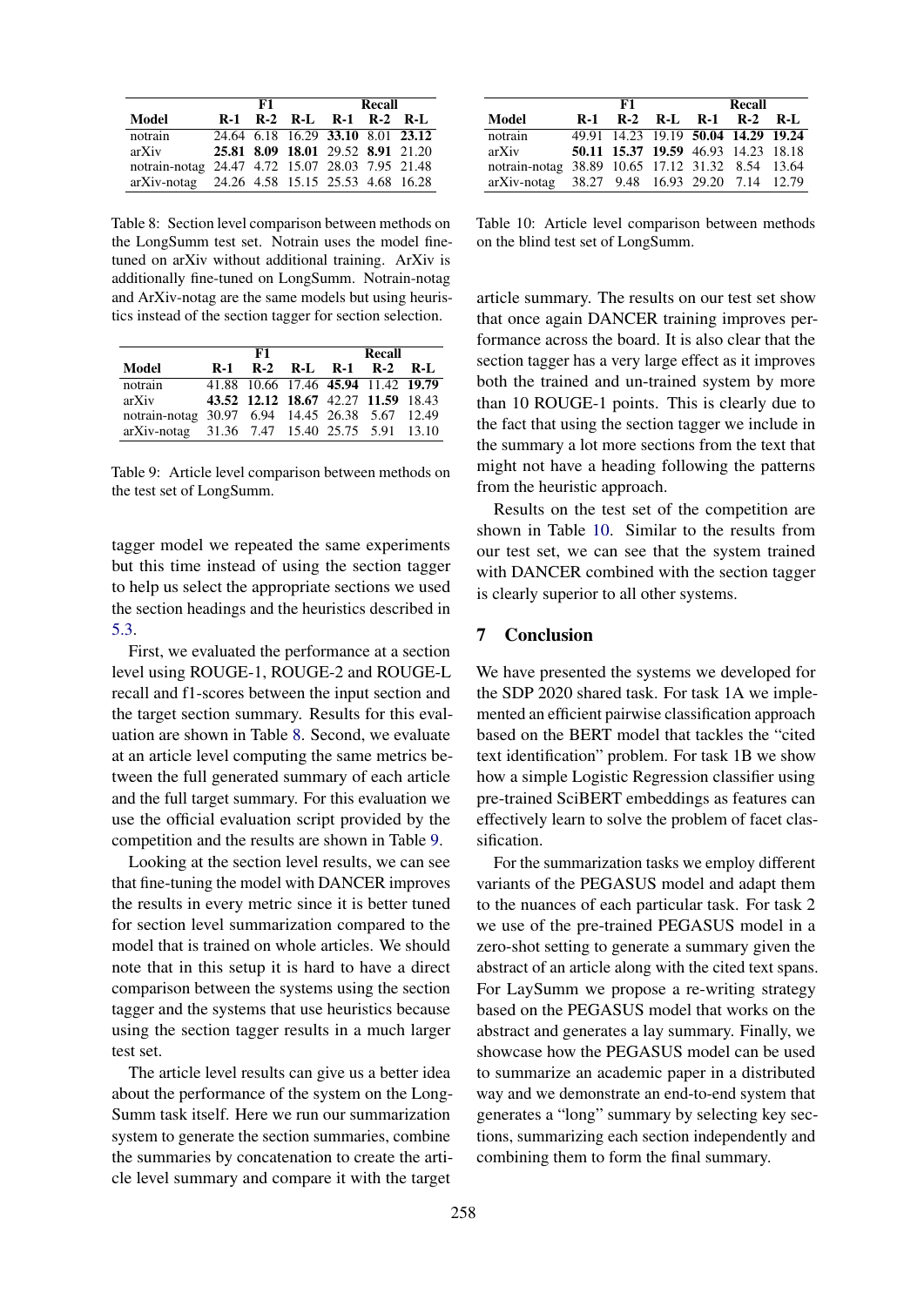| | F1 | | | Recall | | |
|---|---|---|---|---|---|---|
| **Model** | **R-1** | **R-2** | **R-L** | **R-1** | **R-2** | **R-L** |
| notrain | 24.64 | 6.18 | 16.29 | **33.10** | 8.01 | **23.12** |
| arXiv | **25.81** | **8.09** | **18.01** | 29.52 | **8.91** | 21.20 |
| notrain-notag | 24.47 | 4.72 | 15.07 | 28.03 | 7.95 | 21.48 |
| arXiv-notag | 24.26 | 4.58 | 15.15 | 25.53 | 4.68 | 16.28 |

Table 8: Section level comparison between methods on the LongSumm test set. Notrain uses the model fine-tuned on arXiv without additional training. ArXiv is additionally fine-tuned on LongSumm. Notrain-notag and ArXiv-notag are the same models but using heuristics instead of the section tagger for section selection.

| | F1 | | | Recall | | |
|---|---|---|---|---|---|---|
| **Model** | **R-1** | **R-2** | **R-L** | **R-1** | **R-2** | **R-L** |
| notrain | 41.88 | 10.66 | 17.46 | **45.94** | 11.42 | **19.79** |
| arXiv | **43.52** | **12.12** | **18.67** | 42.27 | **11.59** | 18.43 |
| notrain-notag | 30.97 | 6.94 | 14.45 | 26.38 | 5.67 | 12.49 |
| arXiv-notag | 31.36 | 7.47 | 15.40 | 25.75 | 5.91 | 13.10 |

Table 9: Article level comparison between methods on the test set of LongSumm.

tagger model we repeated the same experiments but this time instead of using the section tagger to help us select the appropriate sections we used the section headings and the heuristics described in 5.3.

First, we evaluated the performance at a section level using ROUGE-1, ROUGE-2 and ROUGE-L recall and f1-scores between the input section and the target section summary. Results for this evaluation are shown in Table 8. Second, we evaluate at an article level computing the same metrics between the full generated summary of each article and the full target summary. For this evaluation we use the official evaluation script provided by the competition and the results are shown in Table 9.

Looking at the section level results, we can see that fine-tuning the model with DANCER improves the results in every metric since it is better tuned for section level summarization compared to the model that is trained on whole articles. We should note that in this setup it is hard to have a direct comparison between the systems using the section tagger and the systems that use heuristics because using the section tagger results in a much larger test set.

The article level results can give us a better idea about the performance of the system on the LongSumm task itself. Here we run our summarization system to generate the section summaries, combine the summaries by concatenation to create the article level summary and compare it with the target article summary. The results on our test set show that once again DANCER training improves performance across the board. It is also clear that the section tagger has a very large effect as it improves both the trained and un-trained system by more than 10 ROUGE-1 points. This is clearly due to the fact that using the section tagger we include in the summary a lot more sections from the text that might not have a heading following the patterns from the heuristic approach.

| | F1 | | | Recall | | |
|---|---|---|---|---|---|---|
| **Model** | **R-1** | **R-2** | **R-L** | **R-1** | **R-2** | **R-L** |
| notrain | 49.91 | 14.23 | 19.19 | **50.04** | **14.29** | **19.24** |
| arXiv | **50.11** | **15.37** | **19.59** | 46.93 | 14.23 | 18.18 |
| notrain-notag | 38.89 | 10.65 | 17.12 | 31.32 | 8.54 | 13.64 |
| arXiv-notag | 38.27 | 9.48 | 16.93 | 29.20 | 7.14 | 12.79 |

Table 10: Article level comparison between methods on the blind test set of LongSumm.

Results on the test set of the competition are shown in Table 10. Similar to the results from our test set, we can see that the system trained with DANCER combined with the section tagger is clearly superior to all other systems.

## 7 Conclusion

We have presented the systems we developed for the SDP 2020 shared task. For task 1A we implemented an efficient pairwise classification approach based on the BERT model that tackles the "cited text identification" problem. For task 1B we show how a simple Logistic Regression classifier using pre-trained SciBERT embeddings as features can effectively learn to solve the problem of facet classification.

For the summarization tasks we employ different variants of the PEGASUS model and adapt them to the nuances of each particular task. For task 2 we use of the pre-trained PEGASUS model in a zero-shot setting to generate a summary given the abstract of an article along with the cited text spans. For LaySumm we propose a re-writing strategy based on the PEGASUS model that works on the abstract and generates a lay summary. Finally, we showcase how the PEGASUS model can be used to summarize an academic paper in a distributed way and we demonstrate an end-to-end system that generates a "long" summary by selecting key sections, summarizing each section independently and combining them to form the final summary.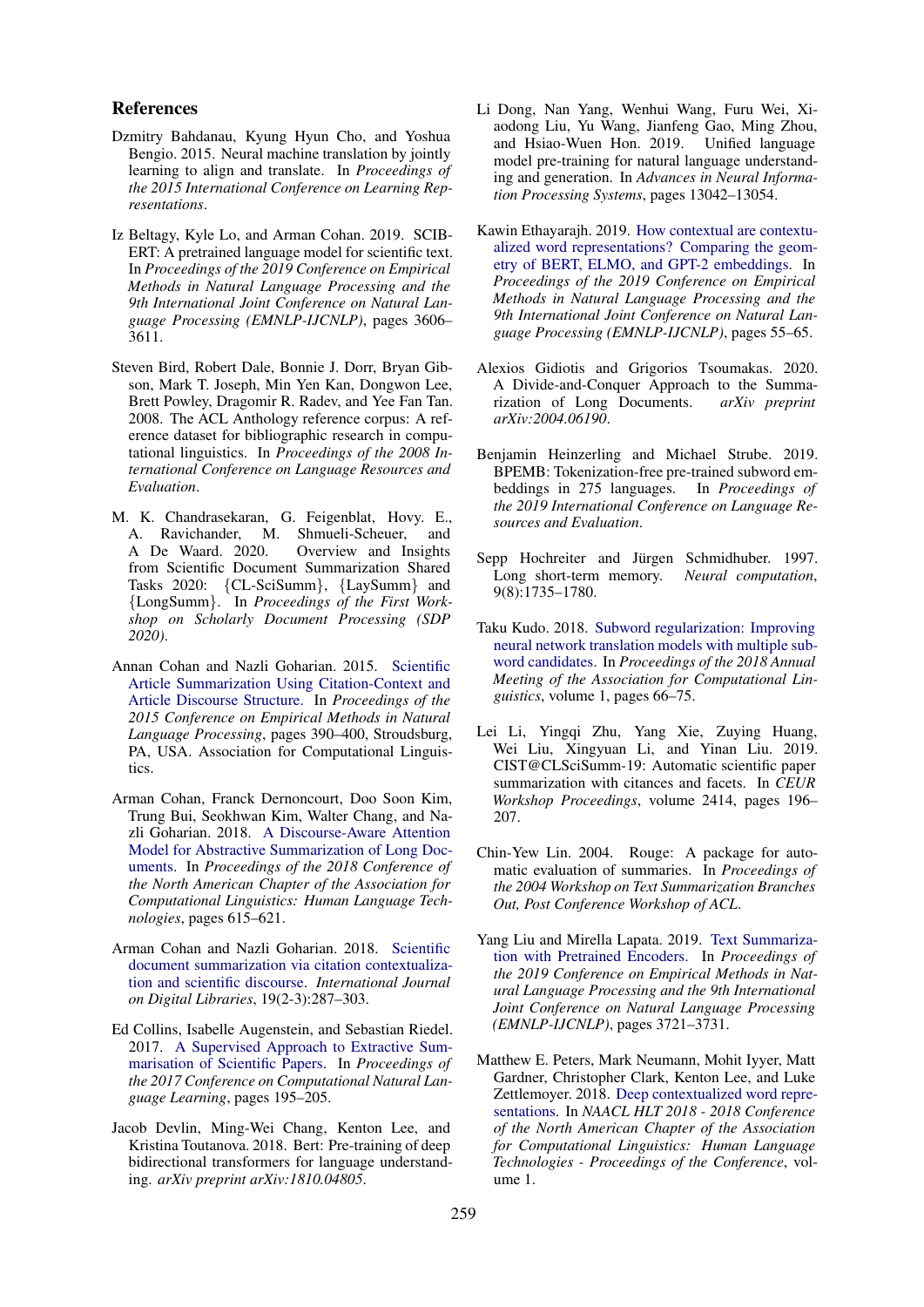## References

Dzmitry Bahdanau, Kyung Hyun Cho, and Yoshua Bengio. 2015. Neural machine translation by jointly learning to align and translate. In *Proceedings of the 2015 International Conference on Learning Representations*.

Iz Beltagy, Kyle Lo, and Arman Cohan. 2019. SCIBERT: A pretrained language model for scientific text. In *Proceedings of the 2019 Conference on Empirical Methods in Natural Language Processing and the 9th International Joint Conference on Natural Language Processing (EMNLP-IJCNLP)*, pages 3606–3611.

Steven Bird, Robert Dale, Bonnie J. Dorr, Bryan Gibson, Mark T. Joseph, Min Yen Kan, Dongwon Lee, Brett Powley, Dragomir R. Radev, and Yee Fan Tan. 2008. The ACL Anthology reference corpus: A reference dataset for bibliographic research in computational linguistics. In *Proceedings of the 2008 International Conference on Language Resources and Evaluation*.

M. K. Chandrasekaran, G. Feigenblat, Hovy. E., A. Ravichander, M. Shmueli-Scheuer, and A De Waard. 2020. Overview and Insights from Scientific Document Summarization Shared Tasks 2020: {CL-SciSumm}, {LaySumm} and {LongSumm}. In *Proceedings of the First Workshop on Scholarly Document Processing (SDP 2020)*.

Annan Cohan and Nazli Goharian. 2015. Scientific Article Summarization Using Citation-Context and Article Discourse Structure. In *Proceedings of the 2015 Conference on Empirical Methods in Natural Language Processing*, pages 390–400, Stroudsburg, PA, USA. Association for Computational Linguistics.

Arman Cohan, Franck Dernoncourt, Doo Soon Kim, Trung Bui, Seokhwan Kim, Walter Chang, and Nazli Goharian. 2018. A Discourse-Aware Attention Model for Abstractive Summarization of Long Documents. In *Proceedings of the 2018 Conference of the North American Chapter of the Association for Computational Linguistics: Human Language Technologies*, pages 615–621.

Arman Cohan and Nazli Goharian. 2018. Scientific document summarization via citation contextualization and scientific discourse. *International Journal on Digital Libraries*, 19(2-3):287–303.

Ed Collins, Isabelle Augenstein, and Sebastian Riedel. 2017. A Supervised Approach to Extractive Summarisation of Scientific Papers. In *Proceedings of the 2017 Conference on Computational Natural Language Learning*, pages 195–205.

Jacob Devlin, Ming-Wei Chang, Kenton Lee, and Kristina Toutanova. 2018. Bert: Pre-training of deep bidirectional transformers for language understanding. *arXiv preprint arXiv:1810.04805*.

Li Dong, Nan Yang, Wenhui Wang, Furu Wei, Xiaodong Liu, Yu Wang, Jianfeng Gao, Ming Zhou, and Hsiao-Wuen Hon. 2019. Unified language model pre-training for natural language understanding and generation. In *Advances in Neural Information Processing Systems*, pages 13042–13054.

Kawin Ethayarajh. 2019. How contextual are contextualized word representations? Comparing the geometry of BERT, ELMO, and GPT-2 embeddings. In *Proceedings of the 2019 Conference on Empirical Methods in Natural Language Processing and the 9th International Joint Conference on Natural Language Processing (EMNLP-IJCNLP)*, pages 55–65.

Alexios Gidiotis and Grigorios Tsoumakas. 2020. A Divide-and-Conquer Approach to the Summarization of Long Documents. *arXiv preprint arXiv:2004.06190*.

Benjamin Heinzerling and Michael Strube. 2019. BPEMB: Tokenization-free pre-trained subword embeddings in 275 languages. In *Proceedings of the 2019 International Conference on Language Resources and Evaluation*.

Sepp Hochreiter and Jürgen Schmidhuber. 1997. Long short-term memory. *Neural computation*, 9(8):1735–1780.

Taku Kudo. 2018. Subword regularization: Improving neural network translation models with multiple subword candidates. In *Proceedings of the 2018 Annual Meeting of the Association for Computational Linguistics*, volume 1, pages 66–75.

Lei Li, Yingqi Zhu, Yang Xie, Zuying Huang, Wei Liu, Xingyuan Li, and Yinan Liu. 2019. CIST@CLSciSumm-19: Automatic scientific paper summarization with citances and facets. In *CEUR Workshop Proceedings*, volume 2414, pages 196–207.

Chin-Yew Lin. 2004. Rouge: A package for automatic evaluation of summaries. In *Proceedings of the 2004 Workshop on Text Summarization Branches Out, Post Conference Workshop of ACL*.

Yang Liu and Mirella Lapata. 2019. Text Summarization with Pretrained Encoders. In *Proceedings of the 2019 Conference on Empirical Methods in Natural Language Processing and the 9th International Joint Conference on Natural Language Processing (EMNLP-IJCNLP)*, pages 3721–3731.

Matthew E. Peters, Mark Neumann, Mohit Iyyer, Matt Gardner, Christopher Clark, Kenton Lee, and Luke Zettlemoyer. 2018. Deep contextualized word representations. In *NAACL HLT 2018 - 2018 Conference of the North American Chapter of the Association for Computational Linguistics: Human Language Technologies - Proceedings of the Conference*, volume 1.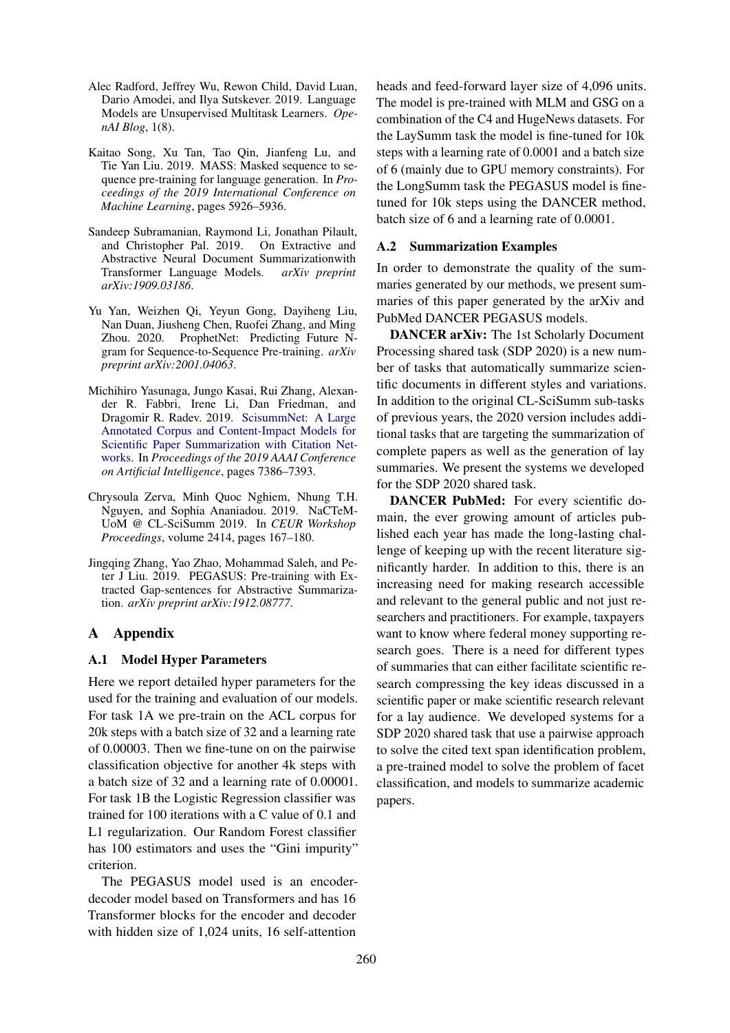Alec Radford, Jeffrey Wu, Rewon Child, David Luan, Dario Amodei, and Ilya Sutskever. 2019. Language Models are Unsupervised Multitask Learners. *OpenAI Blog*, 1(8).

Kaitao Song, Xu Tan, Tao Qin, Jianfeng Lu, and Tie Yan Liu. 2019. MASS: Masked sequence to sequence pre-training for language generation. In *Proceedings of the 2019 International Conference on Machine Learning*, pages 5926–5936.

Sandeep Subramanian, Raymond Li, Jonathan Pilault, and Christopher Pal. 2019. On Extractive and Abstractive Neural Document Summarizationwith Transformer Language Models. *arXiv preprint arXiv:1909.03186*.

Yu Yan, Weizhen Qi, Yeyun Gong, Dayiheng Liu, Nan Duan, Jiusheng Chen, Ruofei Zhang, and Ming Zhou. 2020. ProphetNet: Predicting Future N-gram for Sequence-to-Sequence Pre-training. *arXiv preprint arXiv:2001.04063*.

Michihiro Yasunaga, Jungo Kasai, Rui Zhang, Alexander R. Fabbri, Irene Li, Dan Friedman, and Dragomir R. Radev. 2019. ScisummNet: A Large Annotated Corpus and Content-Impact Models for Scientific Paper Summarization with Citation Networks. In *Proceedings of the 2019 AAAI Conference on Artificial Intelligence*, pages 7386–7393.

Chrysoula Zerva, Minh Quoc Nghiem, Nhung T.H. Nguyen, and Sophia Ananiadou. 2019. NaCTeM-UoM @ CL-SciSumm 2019. In *CEUR Workshop Proceedings*, volume 2414, pages 167–180.

Jingqing Zhang, Yao Zhao, Mohammad Saleh, and Peter J Liu. 2019. PEGASUS: Pre-training with Extracted Gap-sentences for Abstractive Summarization. *arXiv preprint arXiv:1912.08777*.

# A Appendix

## A.1 Model Hyper Parameters

Here we report detailed hyper parameters for the used for the training and evaluation of our models. For task 1A we pre-train on the ACL corpus for 20k steps with a batch size of 32 and a learning rate of 0.00003. Then we fine-tune on on the pairwise classification objective for another 4k steps with a batch size of 32 and a learning rate of 0.00001. For task 1B the Logistic Regression classifier was trained for 100 iterations with a C value of 0.1 and L1 regularization. Our Random Forest classifier has 100 estimators and uses the “Gini impurity” criterion.

The PEGASUS model used is an encoder-decoder model based on Transformers and has 16 Transformer blocks for the encoder and decoder with hidden size of 1,024 units, 16 self-attention heads and feed-forward layer size of 4,096 units. The model is pre-trained with MLM and GSG on a combination of the C4 and HugeNews datasets. For the LaySumm task the model is fine-tuned for 10k steps with a learning rate of 0.0001 and a batch size of 6 (mainly due to GPU memory constraints). For the LongSumm task the PEGASUS model is fine-tuned for 10k steps using the DANCER method, batch size of 6 and a learning rate of 0.0001.

## A.2 Summarization Examples

In order to demonstrate the quality of the summaries generated by our methods, we present summaries of this paper generated by the arXiv and PubMed DANCER PEGASUS models.

**DANCER arXiv:** The 1st Scholarly Document Processing shared task (SDP 2020) is a new number of tasks that automatically summarize scientific documents in different styles and variations. In addition to the original CL-SciSumm sub-tasks of previous years, the 2020 version includes additional tasks that are targeting the summarization of complete papers as well as the generation of lay summaries. We present the systems we developed for the SDP 2020 shared task.

**DANCER PubMed:** For every scientific domain, the ever growing amount of articles published each year has made the long-lasting challenge of keeping up with the recent literature significantly harder. In addition to this, there is an increasing need for making research accessible and relevant to the general public and not just researchers and practitioners. For example, taxpayers want to know where federal money supporting research goes. There is a need for different types of summaries that can either facilitate scientific research compressing the key ideas discussed in a scientific paper or make scientific research relevant for a lay audience. We developed systems for a SDP 2020 shared task that use a pairwise approach to solve the cited text span identification problem, a pre-trained model to solve the problem of facet classification, and models to summarize academic papers.